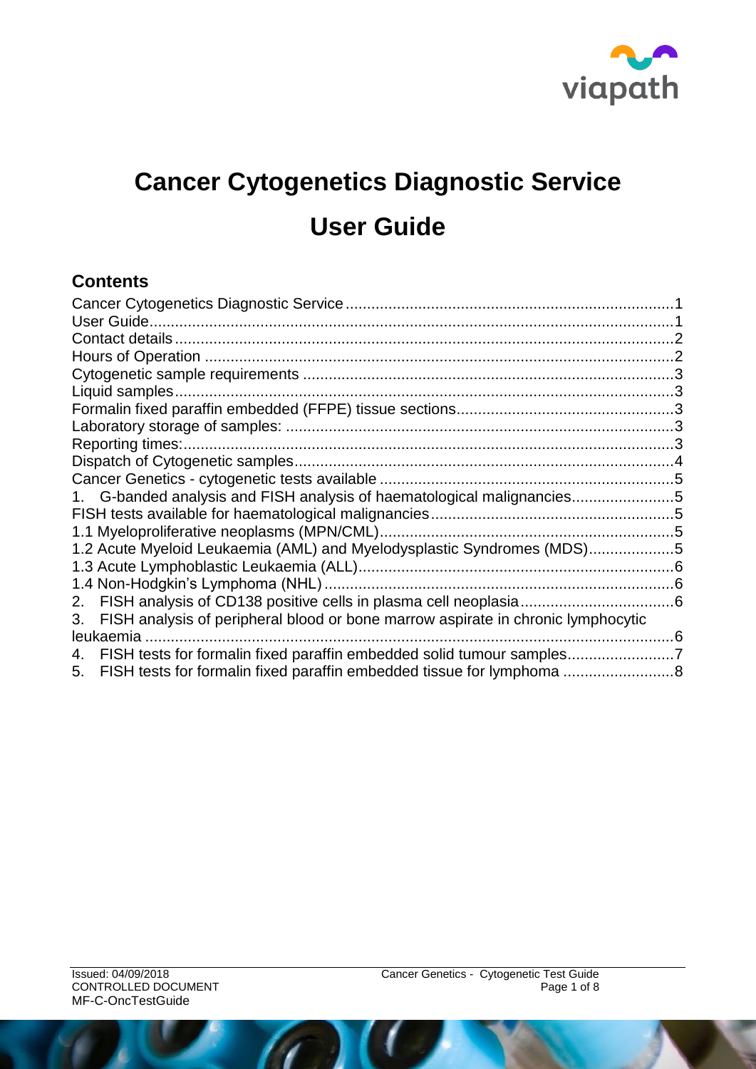viapath

# Cancer Cytogenetics Diagnostic Service

# User Guide

## Contents

Cancer Cytogenetics Diagnostic Service ............................................................................1
User Guide...........................................................................................................................1
Contact details .....................................................................................................................2
Hours of Operation ..............................................................................................................2
Cytogenetic sample requirements .......................................................................................3
Liquid samples.....................................................................................................................3
Formalin fixed paraffin embedded (FFPE) tissue sections..................................................3
Laboratory storage of samples: ...........................................................................................3
Reporting times:...................................................................................................................3
Dispatch of Cytogenetic samples.........................................................................................4
Cancer Genetics - cytogenetic tests available .....................................................................5
1. G-banded analysis and FISH analysis of haematological malignancies........................5
FISH tests available for haematological malignancies.........................................................5
1.1 Myeloproliferative neoplasms (MPN/CML).....................................................................5
1.2 Acute Myeloid Leukaemia (AML) and Myelodysplastic Syndromes (MDS)....................5
1.3 Acute Lymphoblastic Leukaemia (ALL)..........................................................................6
1.4 Non-Hodgkin's Lymphoma (NHL) ..................................................................................6
2. FISH analysis of CD138 positive cells in plasma cell neoplasia....................................6
3. FISH analysis of peripheral blood or bone marrow aspirate in chronic lymphocytic leukaemia ............................................................................................................................6
4. FISH tests for formalin fixed paraffin embedded solid tumour samples.........................7
5. FISH tests for formalin fixed paraffin embedded tissue for lymphoma ..........................8

Issued: 04/09/2018
CONTROLLED DOCUMENT
MF-C-OncTestGuide

Cancer Genetics - Cytogenetic Test Guide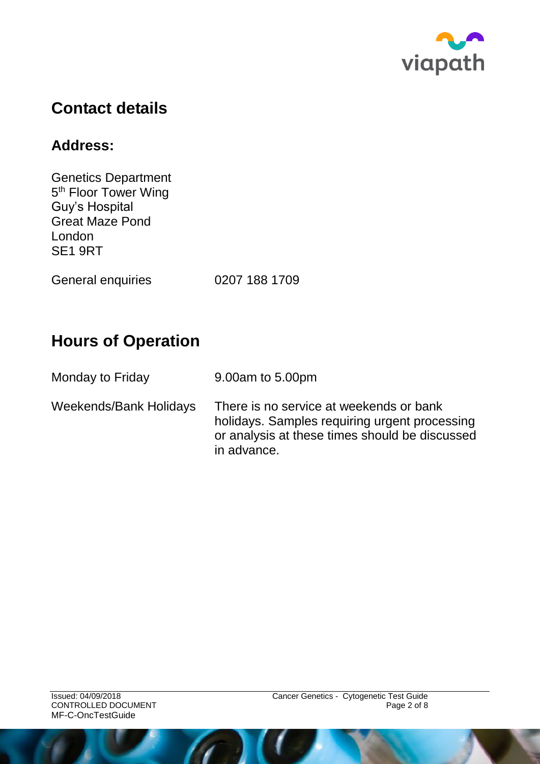## Contact details

### Address:

Genetics Department
5th Floor Tower Wing
Guy's Hospital
Great Maze Pond
London
SE1 9RT

General enquiries 0207 188 1709

## Hours of Operation

| | |
|---|---|
| Monday to Friday | 9.00am to 5.00pm |
| Weekends/Bank Holidays | There is no service at weekends or bank holidays. Samples requiring urgent processing or analysis at these times should be discussed in advance. |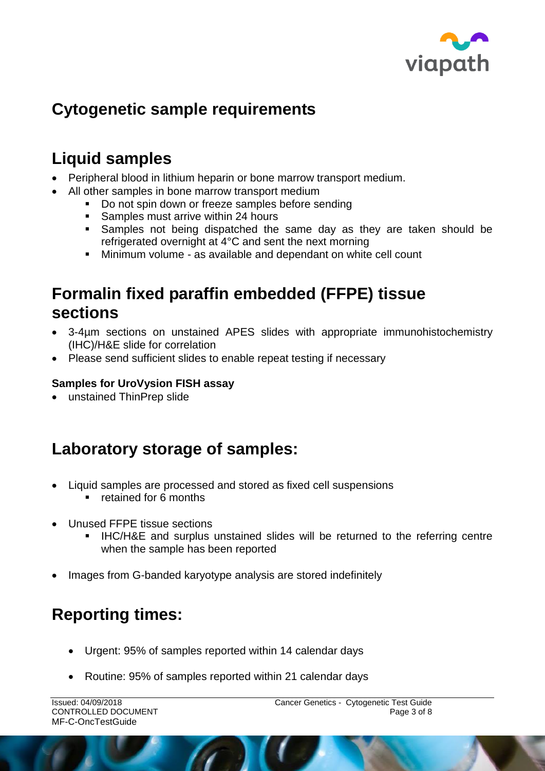# Cytogenetic sample requirements

## Liquid samples

- Peripheral blood in lithium heparin or bone marrow transport medium.
- All other samples in bone marrow transport medium
  - Do not spin down or freeze samples before sending
  - Samples must arrive within 24 hours
  - Samples not being dispatched the same day as they are taken should be refrigerated overnight at 4°C and sent the next morning
  - Minimum volume - as available and dependant on white cell count

## Formalin fixed paraffin embedded (FFPE) tissue sections

- 3-4µm sections on unstained APES slides with appropriate immunohistochemistry (IHC)/H&E slide for correlation
- Please send sufficient slides to enable repeat testing if necessary

**Samples for UroVysion FISH assay**

- unstained ThinPrep slide

## Laboratory storage of samples:

- Liquid samples are processed and stored as fixed cell suspensions
  - retained for 6 months
- Unused FFPE tissue sections
  - IHC/H&E and surplus unstained slides will be returned to the referring centre when the sample has been reported
- Images from G-banded karyotype analysis are stored indefinitely

## Reporting times:

- Urgent: 95% of samples reported within 14 calendar days
- Routine: 95% of samples reported within 21 calendar days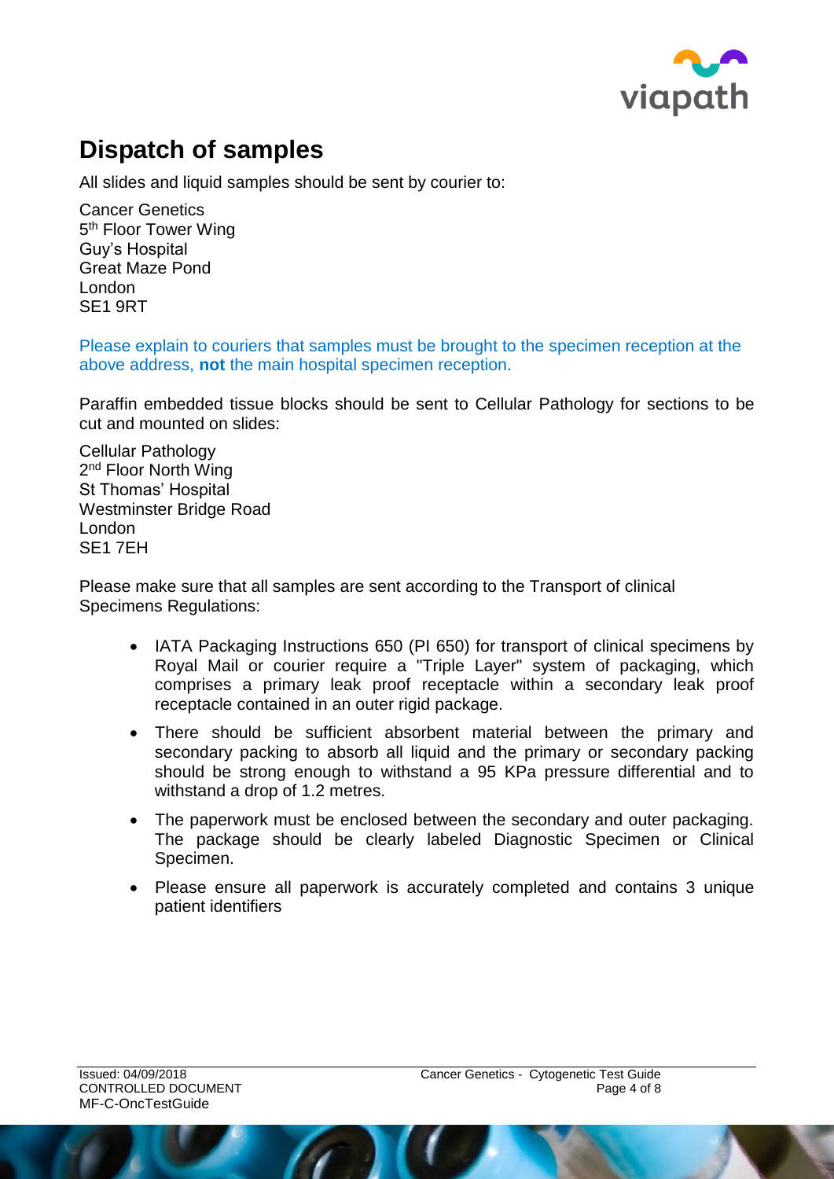# Dispatch of samples

All slides and liquid samples should be sent by courier to:

Cancer Genetics
5th Floor Tower Wing
Guy's Hospital
Great Maze Pond
London
SE1 9RT

Please explain to couriers that samples must be brought to the specimen reception at the above address, **not** the main hospital specimen reception.

Paraffin embedded tissue blocks should be sent to Cellular Pathology for sections to be cut and mounted on slides:

Cellular Pathology
2nd Floor North Wing
St Thomas' Hospital
Westminster Bridge Road
London
SE1 7EH

Please make sure that all samples are sent according to the Transport of clinical Specimens Regulations:

- IATA Packaging Instructions 650 (PI 650) for transport of clinical specimens by Royal Mail or courier require a "Triple Layer" system of packaging, which comprises a primary leak proof receptacle within a secondary leak proof receptacle contained in an outer rigid package.
- There should be sufficient absorbent material between the primary and secondary packing to absorb all liquid and the primary or secondary packing should be strong enough to withstand a 95 KPa pressure differential and to withstand a drop of 1.2 metres.
- The paperwork must be enclosed between the secondary and outer packaging. The package should be clearly labeled Diagnostic Specimen or Clinical Specimen.
- Please ensure all paperwork is accurately completed and contains 3 unique patient identifiers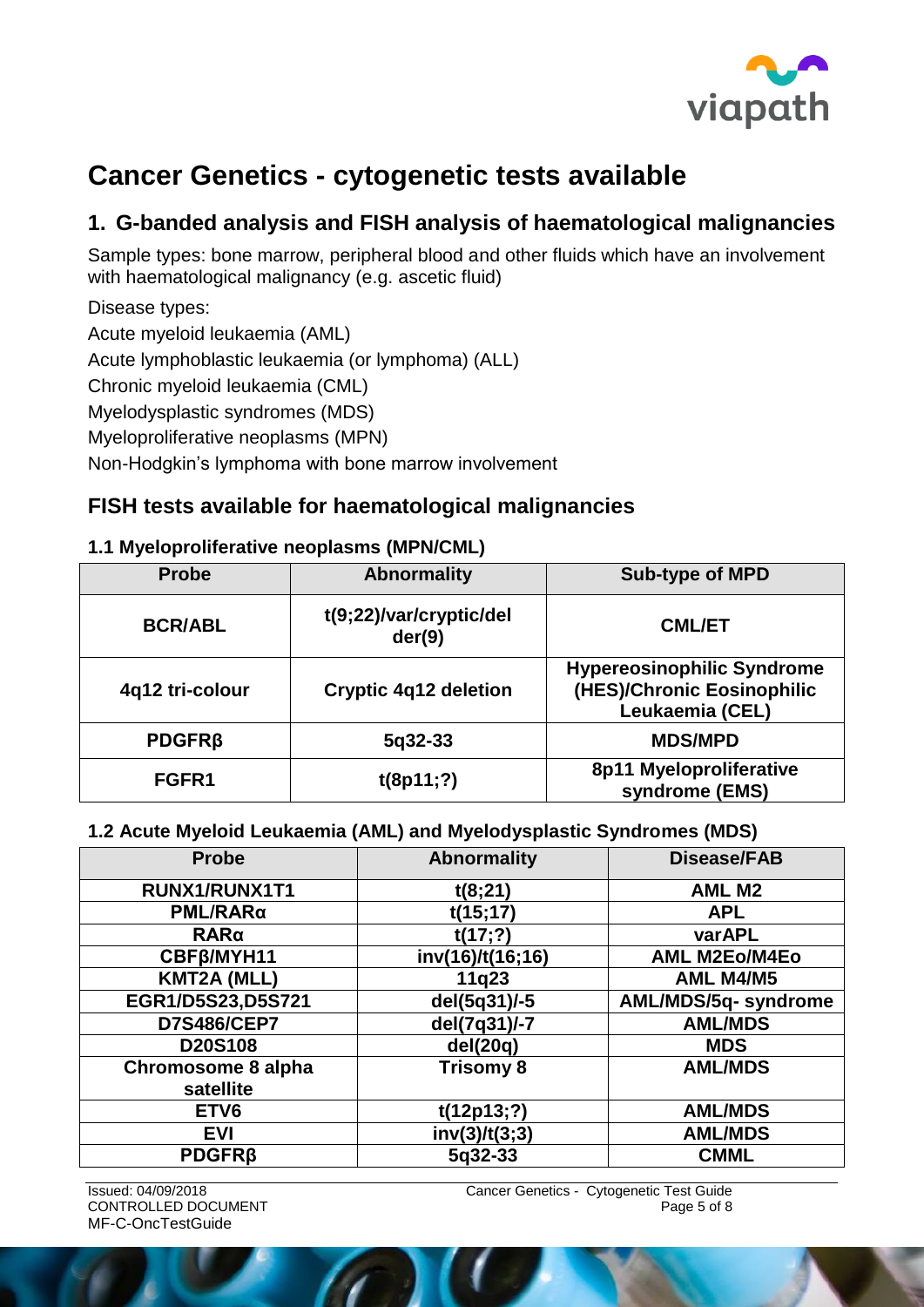# Cancer Genetics - cytogenetic tests available

## 1. G-banded analysis and FISH analysis of haematological malignancies

Sample types: bone marrow, peripheral blood and other fluids which have an involvement with haematological malignancy (e.g. ascetic fluid)

Disease types:

Acute myeloid leukaemia (AML)

Acute lymphoblastic leukaemia (or lymphoma) (ALL)

Chronic myeloid leukaemia (CML)

Myelodysplastic syndromes (MDS)

Myeloproliferative neoplasms (MPN)

Non-Hodgkin's lymphoma with bone marrow involvement

## FISH tests available for haematological malignancies

### 1.1 Myeloproliferative neoplasms (MPN/CML)

| Probe | Abnormality | Sub-type of MPD |
|---|---|---|
| **BCR/ABL** | **t(9;22)/var/cryptic/del der(9)** | **CML/ET** |
| **4q12 tri-colour** | **Cryptic 4q12 deletion** | **Hypereosinophilic Syndrome (HES)/Chronic Eosinophilic Leukaemia (CEL)** |
| **PDGFRβ** | **5q32-33** | **MDS/MPD** |
| **FGFR1** | **t(8p11;?)** | **8p11 Myeloproliferative syndrome (EMS)** |

### 1.2 Acute Myeloid Leukaemia (AML) and Myelodysplastic Syndromes (MDS)

| Probe | Abnormality | Disease/FAB |
|---|---|---|
| **RUNX1/RUNX1T1** | **t(8;21)** | **AML M2** |
| **PML/RARα** | **t(15;17)** | **APL** |
| **RARα** | **t(17;?)** | **varAPL** |
| **CBFβ/MYH11** | **inv(16)/t(16;16)** | **AML M2Eo/M4Eo** |
| **KMT2A (MLL)** | **11q23** | **AML M4/M5** |
| **EGR1/D5S23,D5S721** | **del(5q31)/-5** | **AML/MDS/5q- syndrome** |
| **D7S486/CEP7** | **del(7q31)/-7** | **AML/MDS** |
| **D20S108** | **del(20q)** | **MDS** |
| **Chromosome 8 alpha satellite** | **Trisomy 8** | **AML/MDS** |
| **ETV6** | **t(12p13;?)** | **AML/MDS** |
| **EVI** | **inv(3)/t(3;3)** | **AML/MDS** |
| **PDGFRβ** | **5q32-33** | **CMML** |

Issued: 04/09/2018
CONTROLLED DOCUMENT
MF-C-OncTestGuide

Cancer Genetics - Cytogenetic Test Guide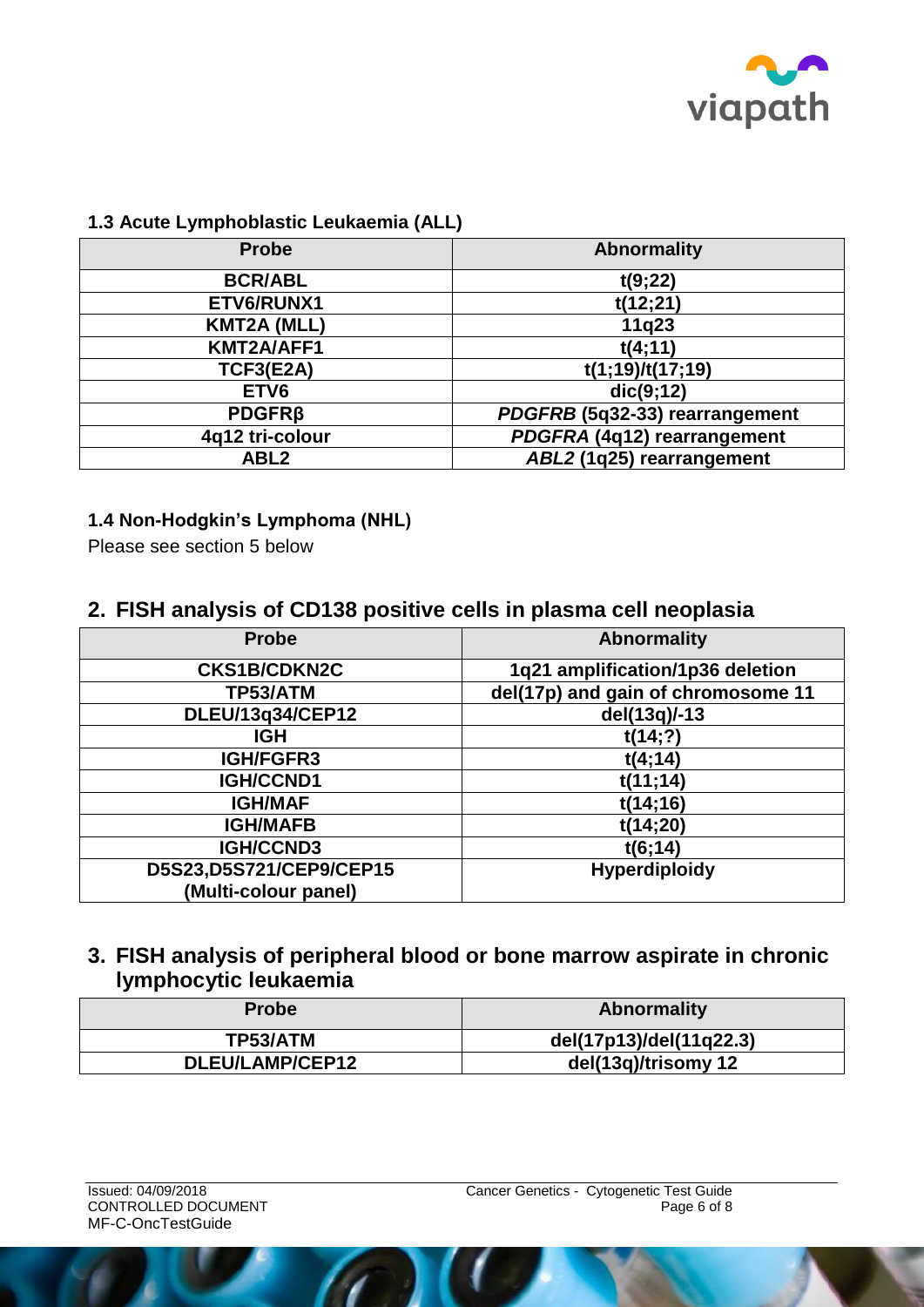### 1.3 Acute Lymphoblastic Leukaemia (ALL)

| Probe | Abnormality |
|---|---|
| **BCR/ABL** | **t(9;22)** |
| **ETV6/RUNX1** | **t(12;21)** |
| **KMT2A (MLL)** | **11q23** |
| **KMT2A/AFF1** | **t(4;11)** |
| **TCF3(E2A)** | **t(1;19)/t(17;19)** |
| **ETV6** | **dic(9;12)** |
| **PDGFRβ** | ***PDGFRB* (5q32-33) rearrangement** |
| **4q12 tri-colour** | ***PDGFRA* (4q12) rearrangement** |
| **ABL2** | ***ABL2* (1q25) rearrangement** |

### 1.4 Non-Hodgkin's Lymphoma (NHL)

Please see section 5 below

## 2. FISH analysis of CD138 positive cells in plasma cell neoplasia

| Probe | Abnormality |
|---|---|
| **CKS1B/CDKN2C** | **1q21 amplification/1p36 deletion** |
| **TP53/ATM** | **del(17p) and gain of chromosome 11** |
| **DLEU/13q34/CEP12** | **del(13q)/-13** |
| **IGH** | **t(14;?)** |
| **IGH/FGFR3** | **t(4;14)** |
| **IGH/CCND1** | **t(11;14)** |
| **IGH/MAF** | **t(14;16)** |
| **IGH/MAFB** | **t(14;20)** |
| **IGH/CCND3** | **t(6;14)** |
| **D5S23,D5S721/CEP9/CEP15 (Multi-colour panel)** | **Hyperdiploidy** |

## 3. FISH analysis of peripheral blood or bone marrow aspirate in chronic lymphocytic leukaemia

| Probe | Abnormality |
|---|---|
| **TP53/ATM** | **del(17p13)/del(11q22.3)** |
| **DLEU/LAMP/CEP12** | **del(13q)/trisomy 12** |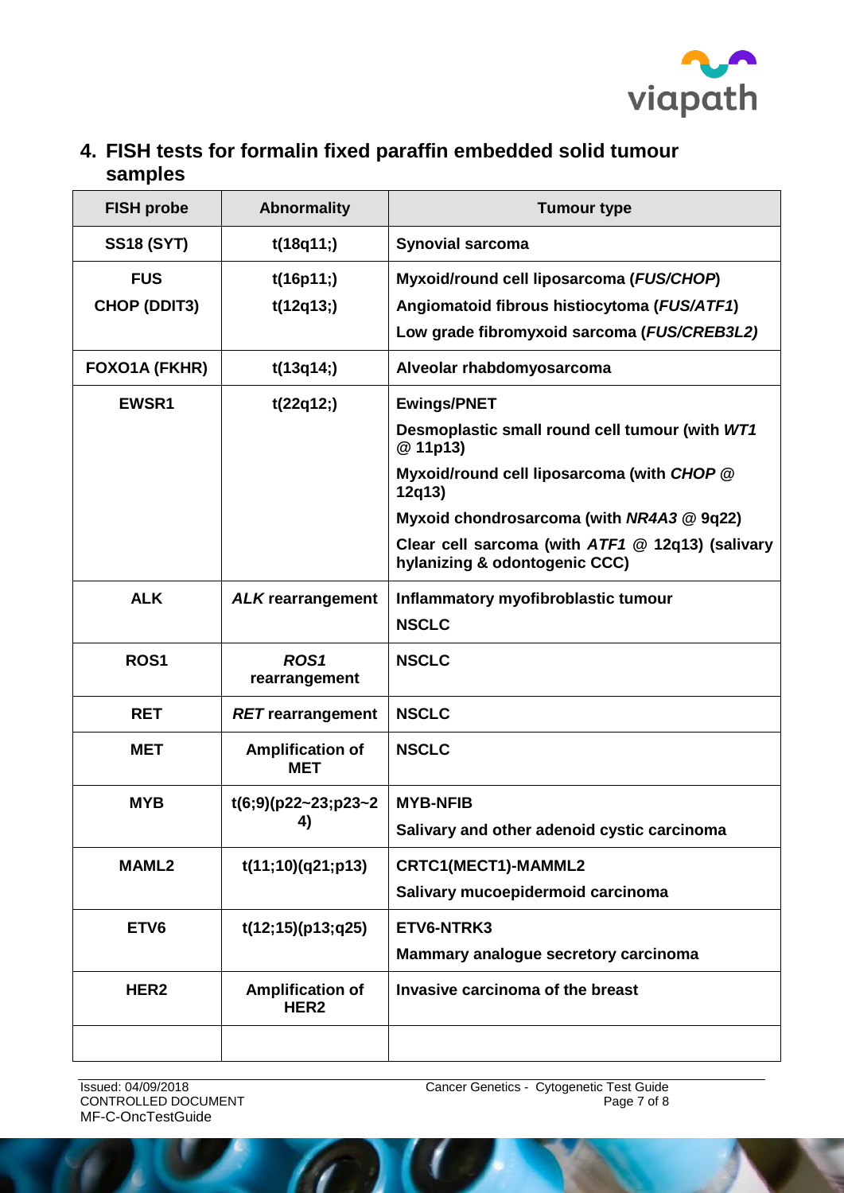## 4. FISH tests for formalin fixed paraffin embedded solid tumour samples

| FISH probe | Abnormality | Tumour type |
|---|---|---|
| **SS18 (SYT)** | **t(18q11;)** | **Synovial sarcoma** |
| **FUS**<br>**CHOP (DDIT3)** | **t(16p11;)**<br>**t(12q13;)** | **Myxoid/round cell liposarcoma (*FUS/CHOP*)**<br>**Angiomatoid fibrous histiocytoma (*FUS/ATF1*)**<br>**Low grade fibromyxoid sarcoma (*FUS/CREB3L2)*** |
| **FOXO1A (FKHR)** | **t(13q14;)** | **Alveolar rhabdomyosarcoma** |
| **EWSR1** | **t(22q12;)** | **Ewings/PNET**<br>**Desmoplastic small round cell tumour (with *WT1* @ 11p13)**<br>**Myxoid/round cell liposarcoma (with *CHOP* @ 12q13)**<br>**Myxoid chondrosarcoma (with *NR4A3* @ 9q22)**<br>**Clear cell sarcoma (with *ATF1* @ 12q13) (salivary hylanizing & odontogenic CCC)** |
| **ALK** | ***ALK* rearrangement** | **Inflammatory myofibroblastic tumour**<br>**NSCLC** |
| **ROS1** | ***ROS1* rearrangement** | **NSCLC** |
| **RET** | ***RET* rearrangement** | **NSCLC** |
| **MET** | **Amplification of MET** | **NSCLC** |
| **MYB** | **t(6;9)(p22~23;p23~24)** | **MYB-NFIB**<br>**Salivary and other adenoid cystic carcinoma** |
| **MAML2** | **t(11;10)(q21;p13)** | **CRTC1(MECT1)-MAMML2**<br>**Salivary mucoepidermoid carcinoma** |
| **ETV6** | **t(12;15)(p13;q25)** | **ETV6-NTRK3**<br>**Mammary analogue secretory carcinoma** |
| **HER2** | **Amplification of HER2** | **Invasive carcinoma of the breast** |
| | | |

Issued: 04/09/2018
CONTROLLED DOCUMENT
MF-C-OncTestGuide

Cancer Genetics - Cytogenetic Test Guide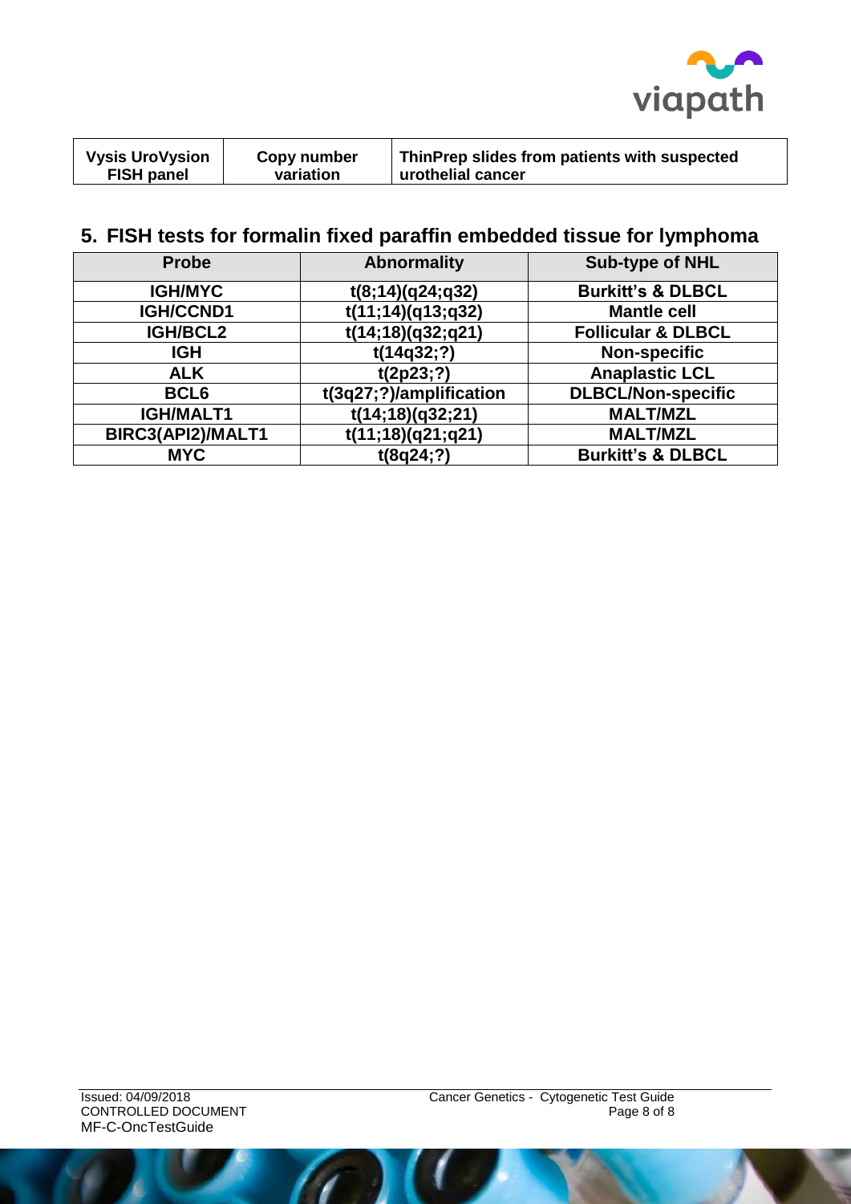| | | |
|---|---|---|
| **Vysis UroVysion FISH panel** | **Copy number variation** | **ThinPrep slides from patients with suspected urothelial cancer** |

## 5. FISH tests for formalin fixed paraffin embedded tissue for lymphoma

| Probe | Abnormality | Sub-type of NHL |
|---|---|---|
| **IGH/MYC** | **t(8;14)(q24;q32)** | **Burkitt's & DLBCL** |
| **IGH/CCND1** | **t(11;14)(q13;q32)** | **Mantle cell** |
| **IGH/BCL2** | **t(14;18)(q32;q21)** | **Follicular & DLBCL** |
| **IGH** | **t(14q32;?)** | **Non-specific** |
| **ALK** | **t(2p23;?)** | **Anaplastic LCL** |
| **BCL6** | **t(3q27;?)/amplification** | **DLBCL/Non-specific** |
| **IGH/MALT1** | **t(14;18)(q32;21)** | **MALT/MZL** |
| **BIRC3(API2)/MALT1** | **t(11;18)(q21;q21)** | **MALT/MZL** |
| **MYC** | **t(8q24;?)** | **Burkitt's & DLBCL** |